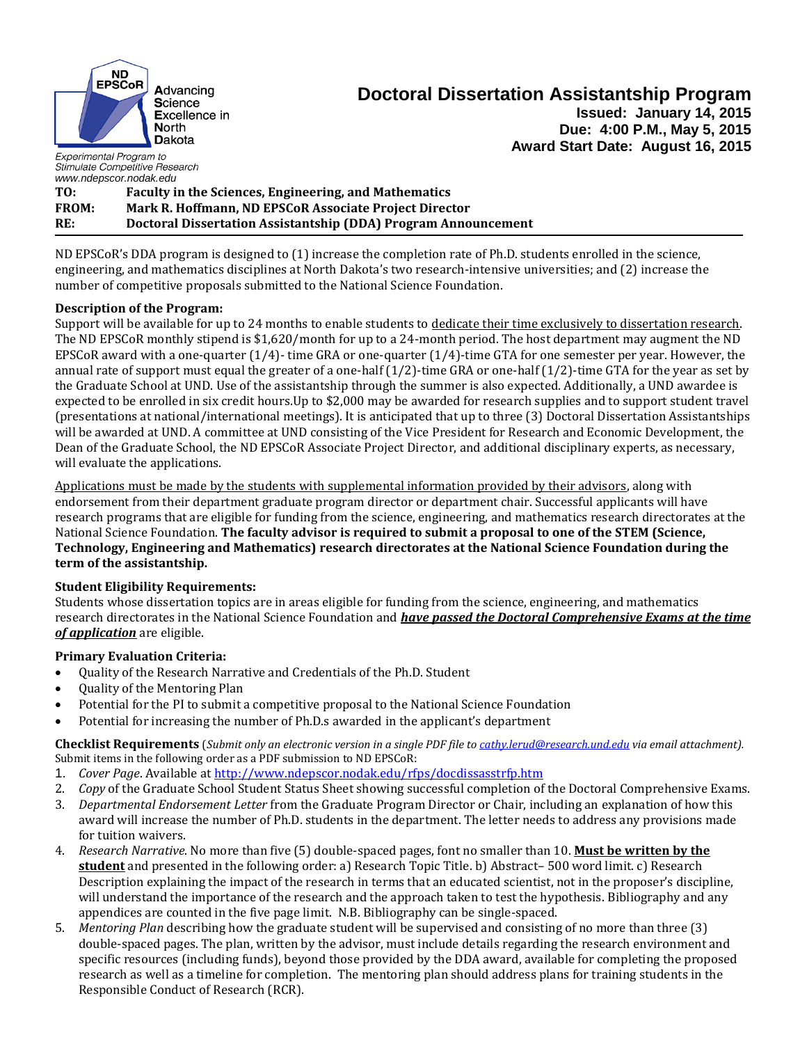ND EPSCoR Advancing Science Excellence in North Dakota

Experimental Program to Stimulate Competitive Research
www.ndepscor.nodak.edu

# Doctoral Dissertation Assistantship Program

**Issued: January 14, 2015**
**Due: 4:00 P.M., May 5, 2015**
**Award Start Date: August 16, 2015**

**TO:** **Faculty in the Sciences, Engineering, and Mathematics**
**FROM:** **Mark R. Hoffmann, ND EPSCoR Associate Project Director**
**RE:** **Doctoral Dissertation Assistantship (DDA) Program Announcement**

---

ND EPSCoR's DDA program is designed to (1) increase the completion rate of Ph.D. students enrolled in the science, engineering, and mathematics disciplines at North Dakota's two research-intensive universities; and (2) increase the number of competitive proposals submitted to the National Science Foundation.

**Description of the Program:**
Support will be available for up to 24 months to enable students to <u>dedicate their time exclusively to dissertation research</u>. The ND EPSCoR monthly stipend is $1,620/month for up to a 24-month period. The host department may augment the ND EPSCoR award with a one-quarter (1/4)- time GRA or one-quarter (1/4)-time GTA for one semester per year. However, the annual rate of support must equal the greater of a one-half (1/2)-time GRA or one-half (1/2)-time GTA for the year as set by the Graduate School at UND. Use of the assistantship through the summer is also expected. Additionally, a UND awardee is expected to be enrolled in six credit hours.Up to $2,000 may be awarded for research supplies and to support student travel (presentations at national/international meetings). It is anticipated that up to three (3) Doctoral Dissertation Assistantships will be awarded at UND. A committee at UND consisting of the Vice President for Research and Economic Development, the Dean of the Graduate School, the ND EPSCoR Associate Project Director, and additional disciplinary experts, as necessary, will evaluate the applications.

<u>Applications must be made by the students with supplemental information provided by their advisors</u>, along with endorsement from their department graduate program director or department chair. Successful applicants will have research programs that are eligible for funding from the science, engineering, and mathematics research directorates at the National Science Foundation. **The faculty advisor is required to submit a proposal to one of the STEM (Science, Technology, Engineering and Mathematics) research directorates at the National Science Foundation during the term of the assistantship.**

**Student Eligibility Requirements:**
Students whose dissertation topics are in areas eligible for funding from the science, engineering, and mathematics research directorates in the National Science Foundation and ***<u>have passed the Doctoral Comprehensive Exams at the time of application</u>*** are eligible.

**Primary Evaluation Criteria:**

- Quality of the Research Narrative and Credentials of the Ph.D. Student
- Quality of the Mentoring Plan
- Potential for the PI to submit a competitive proposal to the National Science Foundation
- Potential for increasing the number of Ph.D.s awarded in the applicant's department

**Checklist Requirements** (*Submit only an electronic version in a single PDF file to cathy.lerud@research.und.edu via email attachment).*
Submit items in the following order as a PDF submission to ND EPSCoR:

1. *Cover Page*. Available at http://www.ndepscor.nodak.edu/rfps/docdissasstrfp.htm
2. *Copy* of the Graduate School Student Status Sheet showing successful completion of the Doctoral Comprehensive Exams.
3. *Departmental Endorsement Letter* from the Graduate Program Director or Chair, including an explanation of how this award will increase the number of Ph.D. students in the department. The letter needs to address any provisions made for tuition waivers.
4. *Research Narrative*. No more than five (5) double-spaced pages, font no smaller than 10. **<u>Must be written by the student</u>** and presented in the following order: a) Research Topic Title. b) Abstract– 500 word limit. c) Research Description explaining the impact of the research in terms that an educated scientist, not in the proposer's discipline, will understand the importance of the research and the approach taken to test the hypothesis. Bibliography and any appendices are counted in the five page limit. N.B. Bibliography can be single-spaced.
5. *Mentoring Plan* describing how the graduate student will be supervised and consisting of no more than three (3) double-spaced pages. The plan, written by the advisor, must include details regarding the research environment and specific resources (including funds), beyond those provided by the DDA award, available for completing the proposed research as well as a timeline for completion. The mentoring plan should address plans for training students in the Responsible Conduct of Research (RCR).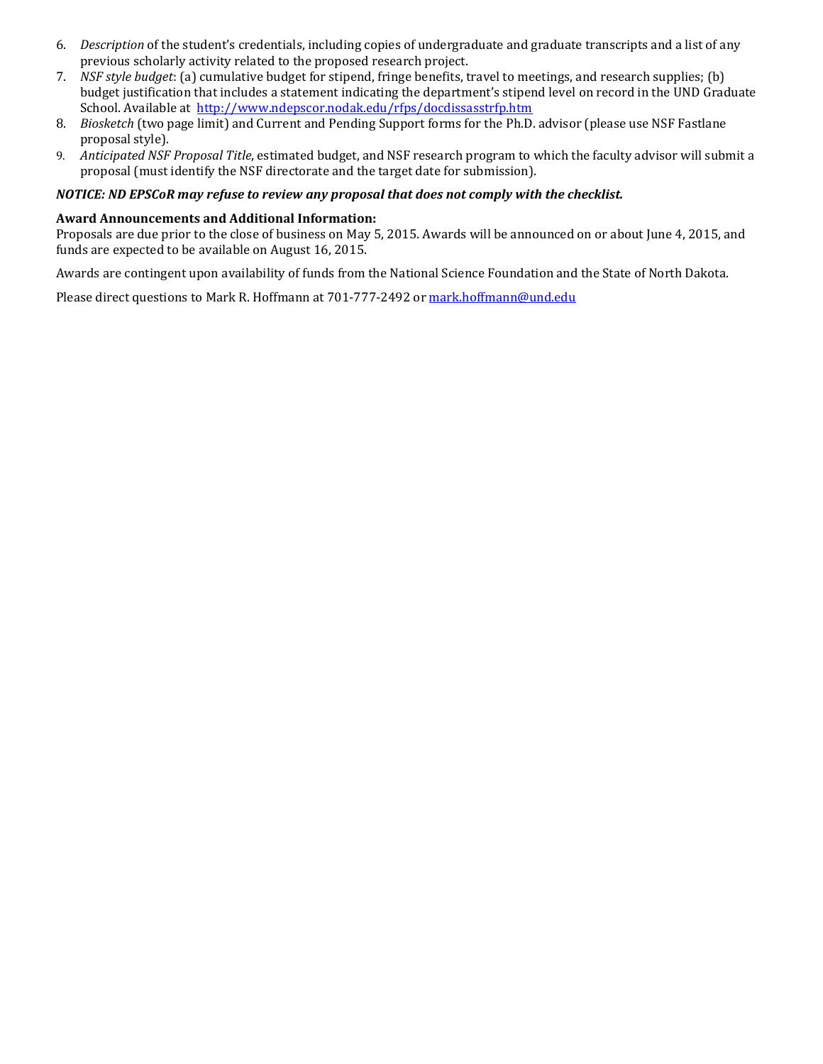6. *Description* of the student's credentials, including copies of undergraduate and graduate transcripts and a list of any previous scholarly activity related to the proposed research project.
7. *NSF style budget*: (a) cumulative budget for stipend, fringe benefits, travel to meetings, and research supplies; (b) budget justification that includes a statement indicating the department's stipend level on record in the UND Graduate School. Available at http://www.ndepscor.nodak.edu/rfps/docdissasstrfp.htm
8. *Biosketch* (two page limit) and Current and Pending Support forms for the Ph.D. advisor (please use NSF Fastlane proposal style).
9. *Anticipated NSF Proposal Title*, estimated budget, and NSF research program to which the faculty advisor will submit a proposal (must identify the NSF directorate and the target date for submission).

***NOTICE: ND EPSCoR may refuse to review any proposal that does not comply with the checklist.***

**Award Announcements and Additional Information:**

Proposals are due prior to the close of business on May 5, 2015. Awards will be announced on or about June 4, 2015, and funds are expected to be available on August 16, 2015.

Awards are contingent upon availability of funds from the National Science Foundation and the State of North Dakota.

Please direct questions to Mark R. Hoffmann at 701-777-2492 or mark.hoffmann@und.edu